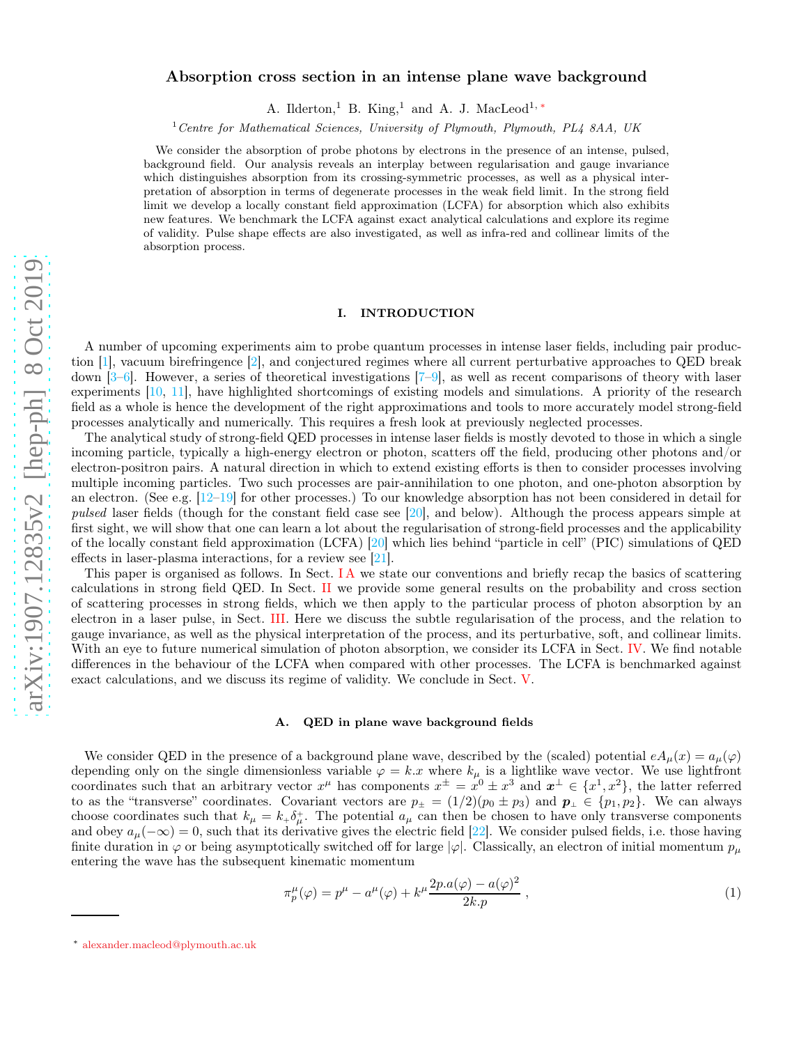# Absorption cross section in an intense plane wave background

A. Ilderton,[1] B. King,[1] and A. J. MacLeod[1,*]

[1] *Centre for Mathematical Sciences, University of Plymouth, Plymouth, PL4 8AA, UK*

We consider the absorption of probe photons by electrons in the presence of an intense, pulsed, background field. Our analysis reveals an interplay between regularisation and gauge invariance which distinguishes absorption from its crossing-symmetric processes, as well as a physical interpretation of absorption in terms of degenerate processes in the weak field limit. In the strong field limit we develop a locally constant field approximation (LCFA) for absorption which also exhibits new features. We benchmark the LCFA against exact analytical calculations and explore its regime of validity. Pulse shape effects are also investigated, as well as infra-red and collinear limits of the absorption process.

## I. INTRODUCTION

A number of upcoming experiments aim to probe quantum processes in intense laser fields, including pair production [1], vacuum birefringence [2], and conjectured regimes where all current perturbative approaches to QED break down [3–6]. However, a series of theoretical investigations [7–9], as well as recent comparisons of theory with laser experiments [10, 11], have highlighted shortcomings of existing models and simulations. A priority of the research field as a whole is hence the development of the right approximations and tools to more accurately model strong-field processes analytically and numerically. This requires a fresh look at previously neglected processes.

The analytical study of strong-field QED processes in intense laser fields is mostly devoted to those in which a single incoming particle, typically a high-energy electron or photon, scatters off the field, producing other photons and/or electron-positron pairs. A natural direction in which to extend existing efforts is then to consider processes involving multiple incoming particles. Two such processes are pair-annihilation to one photon, and one-photon absorption by an electron. (See e.g. [12–19] for other processes.) To our knowledge absorption has not been considered in detail for *pulsed* laser fields (though for the constant field case see [20], and below). Although the process appears simple at first sight, we will show that one can learn a lot about the regularisation of strong-field processes and the applicability of the locally constant field approximation (LCFA) [20] which lies behind "particle in cell" (PIC) simulations of QED effects in laser-plasma interactions, for a review see [21].

This paper is organised as follows. In Sect. I A we state our conventions and briefly recap the basics of scattering calculations in strong field QED. In Sect. II we provide some general results on the probability and cross section of scattering processes in strong fields, which we then apply to the particular process of photon absorption by an electron in a laser pulse, in Sect. III. Here we discuss the subtle regularisation of the process, and the relation to gauge invariance, as well as the physical interpretation of the process, and its perturbative, soft, and collinear limits. With an eye to future numerical simulation of photon absorption, we consider its LCFA in Sect. IV. We find notable differences in the behaviour of the LCFA when compared with other processes. The LCFA is benchmarked against exact calculations, and we discuss its regime of validity. We conclude in Sect. V.

### A. QED in plane wave background fields

We consider QED in the presence of a background plane wave, described by the (scaled) potential $eA_\mu(x) = a_\mu(\varphi)$ depending only on the single dimensionless variable $\varphi = k.x$ where $k_\mu$ is a lightlike wave vector. We use lightfront coordinates such that an arbitrary vector $x^\mu$ has components $x^\pm = x^0 \pm x^3$ and $\boldsymbol{x}^\perp \in \{x^1, x^2\}$, the latter referred to as the "transverse" coordinates. Covariant vectors are $p_\pm = (1/2)(p_0 \pm p_3)$ and $\boldsymbol{p}_\perp \in \{p_1, p_2\}$. We can always choose coordinates such that $k_\mu = k_+\delta^+_\mu$. The potential $a_\mu$ can then be chosen to have only transverse components and obey $a_\mu(-\infty) = 0$, such that its derivative gives the electric field [22]. We consider pulsed fields, i.e. those having finite duration in $\varphi$ or being asymptotically switched off for large $|\varphi|$. Classically, an electron of initial momentum $p_\mu$ entering the wave has the subsequent kinematic momentum

$$\pi^\mu_p(\varphi) = p^\mu - a^\mu(\varphi) + k^\mu \frac{2p.a(\varphi) - a(\varphi)^2}{2k.p} \,, \tag{1}$$

---

[*] alexander.macleod@plymouth.ac.uk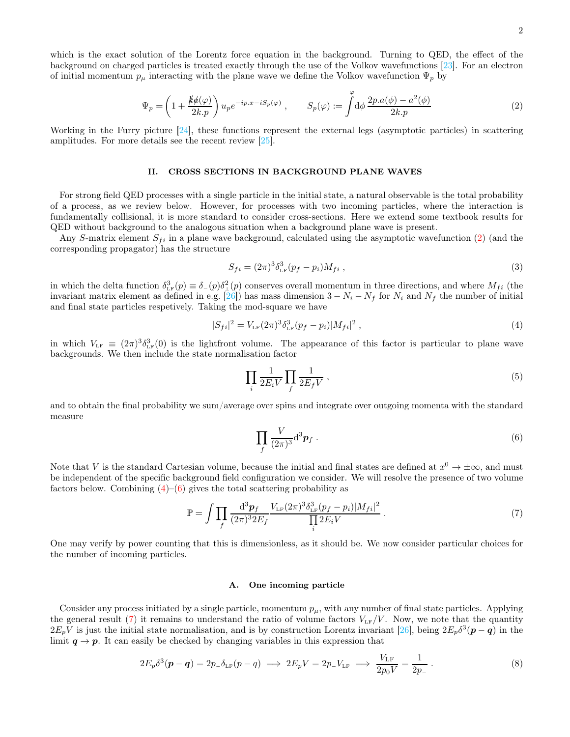which is the exact solution of the Lorentz force equation in the background. Turning to QED, the effect of the background on charged particles is treated exactly through the use of the Volkov wavefunctions [23]. For an electron of initial momentum $p_\mu$ interacting with the plane wave we define the Volkov wavefunction $\Psi_p$ by

$$
\Psi_p = \left(1 + \frac{\slashed{k}\slashed{a}(\varphi)}{2k.p}\right) u_p e^{-ip.x - iS_p(\varphi)} \;, \qquad S_p(\varphi) := \int^{\varphi} \mathrm{d}\phi \, \frac{2p.a(\phi) - a^2(\phi)}{2k.p} \tag{2}
$$

Working in the Furry picture [24], these functions represent the external legs (asymptotic particles) in scattering amplitudes. For more details see the recent review [25].

## II. CROSS SECTIONS IN BACKGROUND PLANE WAVES

For strong field QED processes with a single particle in the initial state, a natural observable is the total probability of a process, as we review below. However, for processes with two incoming particles, where the interaction is fundamentally collisional, it is more standard to consider cross-sections. Here we extend some textbook results for QED without background to the analogous situation when a background plane wave is present.

Any $S$-matrix element $S_{fi}$ in a plane wave background, calculated using the asymptotic wavefunction (2) (and the corresponding propagator) has the structure

$$
S_{fi} = (2\pi)^3 \delta^3_{\scriptscriptstyle \mathrm{LF}}(p_f - p_i) M_{fi} \;, \tag{3}
$$

in which the delta function $\delta^3_{\scriptscriptstyle \mathrm{LF}}(p) \equiv \delta_-(p)\delta^2_\perp(p)$ conserves overall momentum in three directions, and where $M_{fi}$ (the invariant matrix element as defined in e.g. [26]) has mass dimension $3 - N_i - N_f$ for $N_i$ and $N_f$ the number of initial and final state particles respetively. Taking the mod-square we have

$$
|S_{fi}|^2 = V_{\scriptscriptstyle \mathrm{LF}} (2\pi)^3 \delta^3_{\scriptscriptstyle \mathrm{LF}}(p_f - p_i) |M_{fi}|^2 \;, \tag{4}
$$

in which $V_{\scriptscriptstyle \mathrm{LF}} \equiv (2\pi)^3 \delta^3_{\scriptscriptstyle \mathrm{LF}}(0)$ is the lightfront volume. The appearance of this factor is particular to plane wave backgrounds. We then include the state normalisation factor

$$
\prod_i \frac{1}{2E_i V} \prod_f \frac{1}{2E_f V} \;, \tag{5}
$$

and to obtain the final probability we sum/average over spins and integrate over outgoing momenta with the standard measure

$$
\prod_f \frac{V}{(2\pi)^3} \mathrm{d}^3 \boldsymbol{p}_f \;. \tag{6}
$$

Note that $V$ is the standard Cartesian volume, because the initial and final states are defined at $x^0 \to \pm\infty$, and must be independent of the specific background field configuration we consider. We will resolve the presence of two volume factors below. Combining (4)–(6) gives the total scattering probability as

$$
\mathbb{P} = \int \prod_f \frac{\mathrm{d}^3 \boldsymbol{p}_f}{(2\pi)^3 2E_f} \frac{V_{\scriptscriptstyle \mathrm{LF}} (2\pi)^3 \delta^3_{\scriptscriptstyle \mathrm{LF}}(p_f - p_i) |M_{fi}|^2}{\prod\limits_i 2E_i V} \;. \tag{7}
$$

One may verify by power counting that this is dimensionless, as it should be. We now consider particular choices for the number of incoming particles.

### A. One incoming particle

Consider any process initiated by a single particle, momentum $p_\mu$, with any number of final state particles. Applying the general result (7) it remains to understand the ratio of volume factors $V_{\scriptscriptstyle \mathrm{LF}}/V$. Now, we note that the quantity $2E_p V$ is just the initial state normalisation, and is by construction Lorentz invariant [26], being $2E_p \delta^3(\boldsymbol{p} - \boldsymbol{q})$ in the limit $\boldsymbol{q} \to \boldsymbol{p}$. It can easily be checked by changing variables in this expression that

$$
2E_p \delta^3(\boldsymbol{p} - \boldsymbol{q}) = 2p_- \delta_{\scriptscriptstyle \mathrm{LF}}(p - q) \implies 2E_p V = 2p_- V_{\scriptscriptstyle \mathrm{LF}} \implies \frac{V_{\mathrm{LF}}}{2p_0 V} = \frac{1}{2p_-} \;. \tag{8}
$$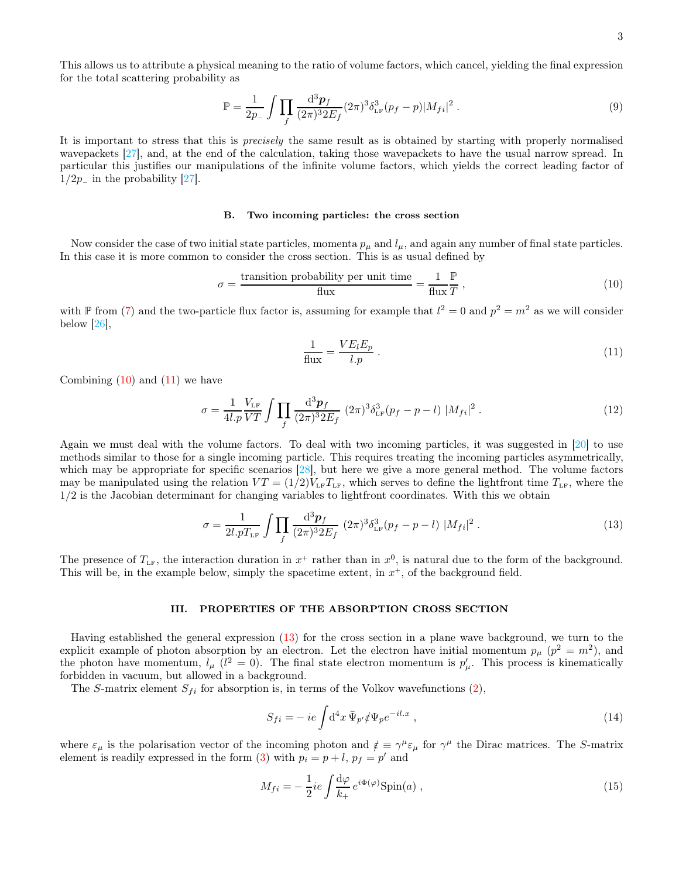This allows us to attribute a physical meaning to the ratio of volume factors, which cancel, yielding the final expression for the total scattering probability as

$$\mathbb{P} = \frac{1}{2p_-}\int \prod_f \frac{\mathrm{d}^3\boldsymbol{p}_f}{(2\pi)^3 2E_f}(2\pi)^3\delta^3_{\text{LF}}(p_f - p)|M_{fi}|^2 \; . \tag{9}$$

It is important to stress that this is *precisely* the same result as is obtained by starting with properly normalised wavepackets [27], and, at the end of the calculation, taking those wavepackets to have the usual narrow spread. In particular this justifies our manipulations of the infinite volume factors, which yields the correct leading factor of $1/2p_-$ in the probability [27].

### B. Two incoming particles: the cross section

Now consider the case of two initial state particles, momenta $p_\mu$ and $l_\mu$, and again any number of final state particles. In this case it is more common to consider the cross section. This is as usual defined by

$$\sigma = \frac{\text{transition probability per unit time}}{\text{flux}} = \frac{1}{\text{flux}}\frac{\mathbb{P}}{T} \; , \tag{10}$$

with $\mathbb{P}$ from (7) and the two-particle flux factor is, assuming for example that $l^2 = 0$ and $p^2 = m^2$ as we will consider below [26],

$$\frac{1}{\text{flux}} = \frac{VE_lE_p}{l.p} \; . \tag{11}$$

Combining (10) and (11) we have

$$\sigma = \frac{1}{4l.p}\frac{V_{\text{LF}}}{VT}\int \prod_f \frac{\mathrm{d}^3\boldsymbol{p}_f}{(2\pi)^3 2E_f}\; (2\pi)^3\delta^3_{\text{LF}}(p_f - p - l)\; |M_{fi}|^2 \; . \tag{12}$$

Again we must deal with the volume factors. To deal with two incoming particles, it was suggested in [20] to use methods similar to those for a single incoming particle. This requires treating the incoming particles asymmetrically, which may be appropriate for specific scenarios [28], but here we give a more general method. The volume factors may be manipulated using the relation $VT = (1/2)V_{\text{LF}}T_{\text{LF}}$, which serves to define the lightfront time $T_{\text{LF}}$, where the $1/2$ is the Jacobian determinant for changing variables to lightfront coordinates. With this we obtain

$$\sigma = \frac{1}{2l.pT_{\text{LF}}}\int \prod_f \frac{\mathrm{d}^3\boldsymbol{p}_f}{(2\pi)^3 2E_f}\; (2\pi)^3\delta^3_{\text{LF}}(p_f - p - l)\; |M_{fi}|^2 \; . \tag{13}$$

The presence of $T_{\text{LF}}$, the interaction duration in $x^+$ rather than in $x^0$, is natural due to the form of the background. This will be, in the example below, simply the spacetime extent, in $x^+$, of the background field.

## III. PROPERTIES OF THE ABSORPTION CROSS SECTION

Having established the general expression (13) for the cross section in a plane wave background, we turn to the explicit example of photon absorption by an electron. Let the electron have initial momentum $p_\mu$ ($p^2 = m^2$), and the photon have momentum, $l_\mu$ ($l^2 = 0$). The final state electron momentum is $p'_\mu$. This process is kinematically forbidden in vacuum, but allowed in a background.

The $S$-matrix element $S_{fi}$ for absorption is, in terms of the Volkov wavefunctions (2),

$$S_{fi} = -\,ie\int \mathrm{d}^4x\; \bar{\Psi}_{p'}\not{\varepsilon}\Psi_p e^{-il.x} \; , \tag{14}$$

where $\varepsilon_\mu$ is the polarisation vector of the incoming photon and $\not{\varepsilon} \equiv \gamma^\mu\varepsilon_\mu$ for $\gamma^\mu$ the Dirac matrices. The $S$-matrix element is readily expressed in the form (3) with $p_i = p + l$, $p_f = p'$ and

$$M_{fi} = -\,\frac{1}{2}ie\int \frac{\mathrm{d}\varphi}{k_+}\, e^{i\Phi(\varphi)}\text{Spin}(a) \; , \tag{15}$$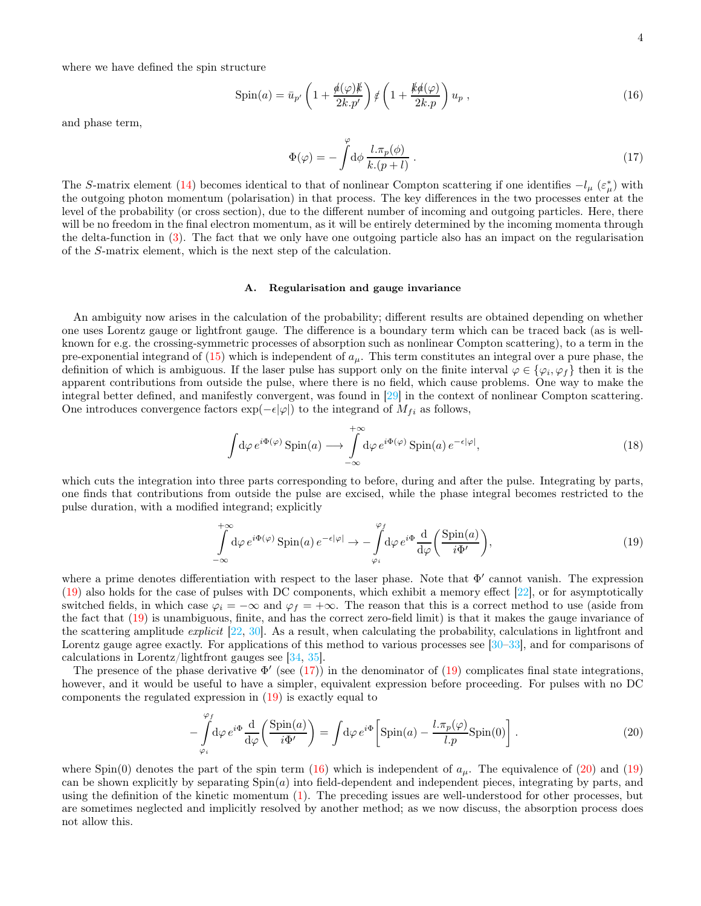where we have defined the spin structure

$$
\text{Spin}(a) = \bar{u}_{p'}\left(1 + \frac{\not{a}(\varphi)\not{k}}{2k.p'}\right)\not{\varepsilon}\left(1 + \frac{\not{k}\not{a}(\varphi)}{2k.p}\right)u_p\;, \tag{16}
$$

and phase term,

$$
\Phi(\varphi) = -\int^{\varphi}\mathrm{d}\phi\,\frac{l.\pi_p(\phi)}{k.(p+l)}\;. \tag{17}
$$

The $S$-matrix element (14) becomes identical to that of nonlinear Compton scattering if one identifies $-l_\mu$ ($\varepsilon^*_\mu$) with the outgoing photon momentum (polarisation) in that process. The key differences in the two processes enter at the level of the probability (or cross section), due to the different number of incoming and outgoing particles. Here, there will be no freedom in the final electron momentum, as it will be entirely determined by the incoming momenta through the delta-function in (3). The fact that we only have one outgoing particle also has an impact on the regularisation of the $S$-matrix element, which is the next step of the calculation.

### A. Regularisation and gauge invariance

An ambiguity now arises in the calculation of the probability; different results are obtained depending on whether one uses Lorentz gauge or lightfront gauge. The difference is a boundary term which can be traced back (as is well-known for e.g. the crossing-symmetric processes of absorption such as nonlinear Compton scattering), to a term in the pre-exponential integrand of (15) which is independent of $a_\mu$. This term constitutes an integral over a pure phase, the definition of which is ambiguous. If the laser pulse has support only on the finite interval $\varphi \in \{\varphi_i, \varphi_f\}$ then it is the apparent contributions from outside the pulse, where there is no field, which cause problems. One way to make the integral better defined, and manifestly convergent, was found in [29] in the context of nonlinear Compton scattering. One introduces convergence factors $\exp(-\epsilon|\varphi|)$ to the integrand of $M_{fi}$ as follows,

$$
\int\mathrm{d}\varphi\, e^{i\Phi(\varphi)}\,\text{Spin}(a) \longrightarrow \int\limits_{-\infty}^{+\infty}\mathrm{d}\varphi\, e^{i\Phi(\varphi)}\,\text{Spin}(a)\, e^{-\epsilon|\varphi|}, \tag{18}
$$

which cuts the integration into three parts corresponding to before, during and after the pulse. Integrating by parts, one finds that contributions from outside the pulse are excised, while the phase integral becomes restricted to the pulse duration, with a modified integrand; explicitly

$$
\int\limits_{-\infty}^{+\infty}\mathrm{d}\varphi\, e^{i\Phi(\varphi)}\,\text{Spin}(a)\, e^{-\epsilon|\varphi|} \to -\int\limits_{\varphi_i}^{\varphi_f}\mathrm{d}\varphi\, e^{i\Phi}\,\frac{\mathrm{d}}{\mathrm{d}\varphi}\bigg(\frac{\text{Spin}(a)}{i\Phi'}\bigg), \tag{19}
$$

where a prime denotes differentiation with respect to the laser phase. Note that $\Phi'$ cannot vanish. The expression (19) also holds for the case of pulses with DC components, which exhibit a memory effect [22], or for asymptotically switched fields, in which case $\varphi_i = -\infty$ and $\varphi_f = +\infty$. The reason that this is a correct method to use (aside from the fact that (19) is unambiguous, finite, and has the correct zero-field limit) is that it makes the gauge invariance of the scattering amplitude *explicit* [22, 30]. As a result, when calculating the probability, calculations in lightfront and Lorentz gauge agree exactly. For applications of this method to various processes see [30–33], and for comparisons of calculations in Lorentz/lightfront gauges see [34, 35].

The presence of the phase derivative $\Phi'$ (see (17)) in the denominator of (19) complicates final state integrations, however, and it would be useful to have a simpler, equivalent expression before proceeding. For pulses with no DC components the regulated expression in (19) is exactly equal to

$$
-\int\limits_{\varphi_i}^{\varphi_f}\mathrm{d}\varphi\, e^{i\Phi}\,\frac{\mathrm{d}}{\mathrm{d}\varphi}\bigg(\frac{\text{Spin}(a)}{i\Phi'}\bigg) = \int\mathrm{d}\varphi\, e^{i\Phi}\bigg[\text{Spin}(a) - \frac{l.\pi_p(\varphi)}{l.p}\text{Spin}(0)\bigg]\;. \tag{20}
$$

where Spin(0) denotes the part of the spin term (16) which is independent of $a_\mu$. The equivalence of (20) and (19) can be shown explicitly by separating Spin($a$) into field-dependent and independent pieces, integrating by parts, and using the definition of the kinetic momentum (1). The preceding issues are well-understood for other processes, but are sometimes neglected and implicitly resolved by another method; as we now discuss, the absorption process does not allow this.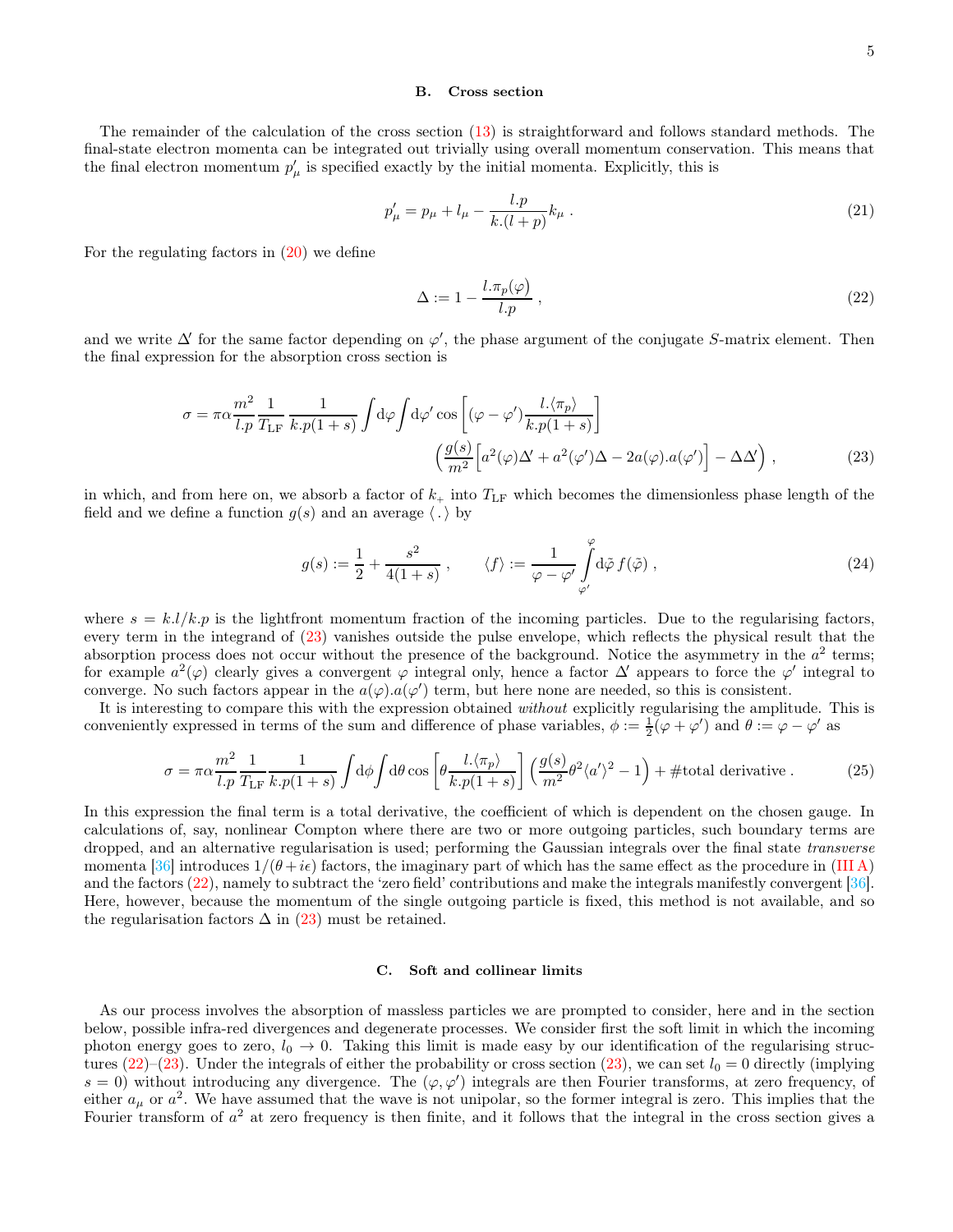### B. Cross section

The remainder of the calculation of the cross section (13) is straightforward and follows standard methods. The final-state electron momenta can be integrated out trivially using overall momentum conservation. This means that the final electron momentum $p'_\mu$ is specified exactly by the initial momenta. Explicitly, this is

$$p'_\mu = p_\mu + l_\mu - \frac{l.p}{k.(l+p)} k_\mu \; . \tag{21}$$

For the regulating factors in (20) we define

$$\Delta := 1 - \frac{l.\pi_p(\varphi)}{l.p} \; , \tag{22}$$

and we write $\Delta'$ for the same factor depending on $\varphi'$, the phase argument of the conjugate $S$-matrix element. Then the final expression for the absorption cross section is

$$\sigma = \pi\alpha \frac{m^2}{l.p} \frac{1}{T_{\text{LF}}} \frac{1}{k.p(1+s)} \int \mathrm{d}\varphi \int \mathrm{d}\varphi' \cos\left[(\varphi - \varphi')\frac{l.\langle \pi_p \rangle}{k.p(1+s)}\right] \\ \left(\frac{g(s)}{m^2}\Big[a^2(\varphi)\Delta' + a^2(\varphi')\Delta - 2a(\varphi).a(\varphi')\Big] - \Delta\Delta'\right) \; , \tag{23}$$

in which, and from here on, we absorb a factor of $k_+$ into $T_{\text{LF}}$ which becomes the dimensionless phase length of the field and we define a function $g(s)$ and an average $\langle \, . \, \rangle$ by

$$g(s) := \frac{1}{2} + \frac{s^2}{4(1+s)} \; , \qquad \langle f \rangle := \frac{1}{\varphi - \varphi'} \int\limits_{\varphi'}^{\varphi} \mathrm{d}\tilde{\varphi} \, f(\tilde{\varphi}) \; , \tag{24}$$

where $s = k.l/k.p$ is the lightfront momentum fraction of the incoming particles. Due to the regularising factors, every term in the integrand of (23) vanishes outside the pulse envelope, which reflects the physical result that the absorption process does not occur without the presence of the background. Notice the asymmetry in the $a^2$ terms; for example $a^2(\varphi)$ clearly gives a convergent $\varphi$ integral only, hence a factor $\Delta'$ appears to force the $\varphi'$ integral to converge. No such factors appear in the $a(\varphi).a(\varphi')$ term, but here none are needed, so this is consistent.

It is interesting to compare this with the expression obtained *without* explicitly regularising the amplitude. This is conveniently expressed in terms of the sum and difference of phase variables, $\phi := \frac{1}{2}(\varphi + \varphi')$ and $\theta := \varphi - \varphi'$ as

$$\sigma = \pi\alpha \frac{m^2}{l.p} \frac{1}{T_{\text{LF}}} \frac{1}{k.p(1+s)} \int \mathrm{d}\phi \int \mathrm{d}\theta \cos\left[\theta \frac{l.\langle \pi_p \rangle}{k.p(1+s)}\right] \left(\frac{g(s)}{m^2}\theta^2 \langle a' \rangle^2 - 1\right) + \#\text{total derivative} \; . \tag{25}$$

In this expression the final term is a total derivative, the coefficient of which is dependent on the chosen gauge. In calculations of, say, nonlinear Compton where there are two or more outgoing particles, such boundary terms are dropped, and an alternative regularisation is used; performing the Gaussian integrals over the final state *transverse* momenta [36] introduces $1/(\theta + i\epsilon)$ factors, the imaginary part of which has the same effect as the procedure in (III A) and the factors (22), namely to subtract the 'zero field' contributions and make the integrals manifestly convergent [36]. Here, however, because the momentum of the single outgoing particle is fixed, this method is not available, and so the regularisation factors $\Delta$ in (23) must be retained.

### C. Soft and collinear limits

As our process involves the absorption of massless particles we are prompted to consider, here and in the section below, possible infra-red divergences and degenerate processes. We consider first the soft limit in which the incoming photon energy goes to zero, $l_0 \to 0$. Taking this limit is made easy by our identification of the regularising structures (22)–(23). Under the integrals of either the probability or cross section (23), we can set $l_0 = 0$ directly (implying $s = 0$) without introducing any divergence. The $(\varphi, \varphi')$ integrals are then Fourier transforms, at zero frequency, of either $a_\mu$ or $a^2$. We have assumed that the wave is not unipolar, so the former integral is zero. This implies that the Fourier transform of $a^2$ at zero frequency is then finite, and it follows that the integral in the cross section gives a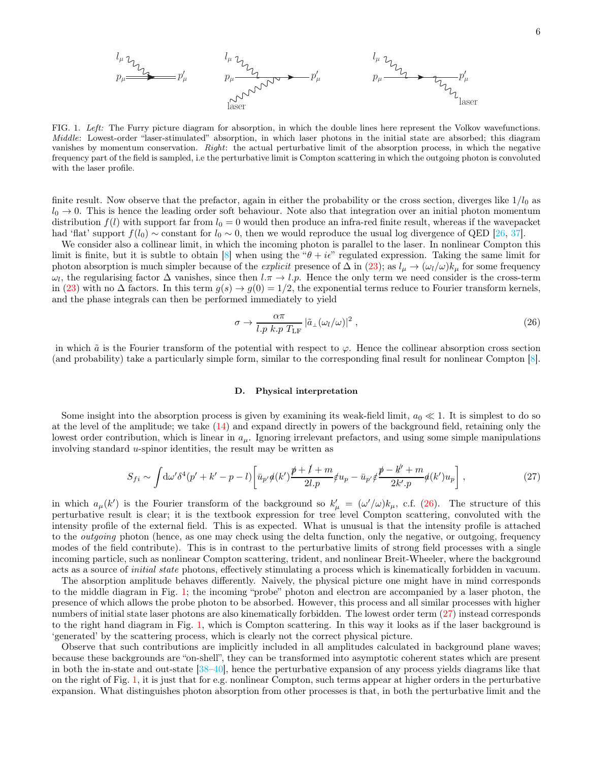FIG. 1. *Left:* The Furry picture diagram for absorption, in which the double lines here represent the Volkov wavefunctions. *Middle*: Lowest-order "laser-stimulated" absorption, in which laser photons in the initial state are absorbed; this diagram vanishes by momentum conservation. *Right*: the actual perturbative limit of the absorption process, in which the negative frequency part of the field is sampled, i.e the perturbative limit is Compton scattering in which the outgoing photon is convoluted with the laser profile.

finite result. Now observe that the prefactor, again in either the probability or the cross section, diverges like $1/l_0$ as $l_0 \to 0$. This is hence the leading order soft behaviour. Note also that integration over an initial photon momentum distribution $f(l)$ with support far from $l_0 = 0$ would then produce an infra-red finite result, whereas if the wavepacket had 'flat' support $f(l_0) \sim$ constant for $l_0 \sim 0$, then we would reproduce the usual log divergence of QED [26, 37].

We consider also a collinear limit, in which the incoming photon is parallel to the laser. In nonlinear Compton this limit is finite, but it is subtle to obtain [8] when using the "$\theta + i\epsilon$" regulated expression. Taking the same limit for photon absorption is much simpler because of the *explicit* presence of $\Delta$ in (23); as $l_\mu \to (\omega_l/\omega)k_\mu$ for some frequency $\omega_l$, the regularising factor $\Delta$ vanishes, since then $l.\pi \to l.p$. Hence the only term we need consider is the cross-term in (23) with no $\Delta$ factors. In this term $g(s) \to g(0) = 1/2$, the exponential terms reduce to Fourier transform kernels, and the phase integrals can then be performed immediately to yield

$$\sigma \to \frac{\alpha\pi}{l.p\; k.p\; T_{\text{LF}}}\, |\tilde{a}_\perp(\omega_l/\omega)|^2 \;, \tag{26}$$

in which $\tilde{a}$ is the Fourier transform of the potential with respect to $\varphi$. Hence the collinear absorption cross section (and probability) take a particularly simple form, similar to the corresponding final result for nonlinear Compton [8].

### D. Physical interpretation

Some insight into the absorption process is given by examining its weak-field limit, $a_0 \ll 1$. It is simplest to do so at the level of the amplitude; we take (14) and expand directly in powers of the background field, retaining only the lowest order contribution, which is linear in $a_\mu$. Ignoring irrelevant prefactors, and using some simple manipulations involving standard $u$-spinor identities, the result may be written as

$$S_{fi} \sim \int \mathrm{d}\omega' \delta^4(p' + k' - p - l)\bigg[\bar{u}_{p'}\not{a}(k')\frac{\not{p} + \not{l} + m}{2l.p}\not{\epsilon}u_p - \bar{u}_{p'}\not{\epsilon}\frac{\not{p} - \not{k}' + m}{2k'.p}\not{a}(k')u_p\bigg] \;, \tag{27}$$

in which $a_\mu(k')$ is the Fourier transform of the background so $k'_\mu = (\omega'/\omega)k_\mu$, c.f. (26). The structure of this perturbative result is clear; it is the textbook expression for tree level Compton scattering, convoluted with the intensity profile of the external field. This is as expected. What is unusual is that the intensity profile is attached to the *outgoing* photon (hence, as one may check using the delta function, only the negative, or outgoing, frequency modes of the field contribute). This is in contrast to the perturbative limits of strong field processes with a single incoming particle, such as nonlinear Compton scattering, trident, and nonlinear Breit-Wheeler, where the background acts as a source of *initial state* photons, effectively stimulating a process which is kinematically forbidden in vacuum.

The absorption amplitude behaves differently. Naively, the physical picture one might have in mind corresponds to the middle diagram in Fig. 1; the incoming "probe" photon and electron are accompanied by a laser photon, the presence of which allows the probe photon to be absorbed. However, this process and all similar processes with higher numbers of initial state laser photons are also kinematically forbidden. The lowest order term (27) instead corresponds to the right hand diagram in Fig. 1, which is Compton scattering. In this way it looks as if the laser background is 'generated' by the scattering process, which is clearly not the correct physical picture.

Observe that such contributions are implicitly included in all amplitudes calculated in background plane waves; because these backgrounds are "on-shell", they can be transformed into asymptotic coherent states which are present in both the in-state and out-state [38–40], hence the perturbative expansion of any process yields diagrams like that on the right of Fig. 1, it is just that for e.g. nonlinear Compton, such terms appear at higher orders in the perturbative expansion. What distinguishes photon absorption from other processes is that, in both the perturbative limit and the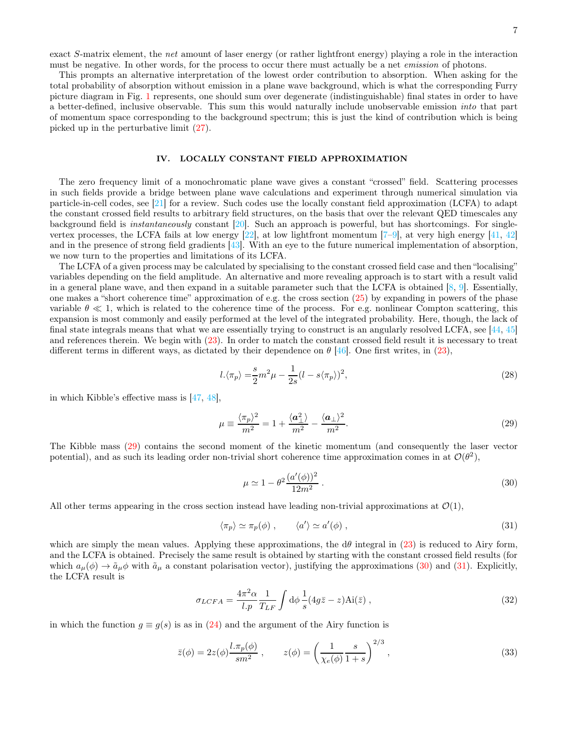exact $S$-matrix element, the *net* amount of laser energy (or rather lightfront energy) playing a role in the interaction must be negative. In other words, for the process to occur there must actually be a net *emission* of photons.

This prompts an alternative interpretation of the lowest order contribution to absorption. When asking for the total probability of absorption without emission in a plane wave background, which is what the corresponding Furry picture diagram in Fig. 1 represents, one should sum over degenerate (indistinguishable) final states in order to have a better-defined, inclusive observable. This sum this would naturally include unobservable emission *into* that part of momentum space corresponding to the background spectrum; this is just the kind of contribution which is being picked up in the perturbative limit (27).

## IV. LOCALLY CONSTANT FIELD APPROXIMATION

The zero frequency limit of a monochromatic plane wave gives a constant "crossed" field. Scattering processes in such fields provide a bridge between plane wave calculations and experiment through numerical simulation via particle-in-cell codes, see [21] for a review. Such codes use the locally constant field approximation (LCFA) to adapt the constant crossed field results to arbitrary field structures, on the basis that over the relevant QED timescales any background field is *instantaneously* constant [20]. Such an approach is powerful, but has shortcomings. For single-vertex processes, the LCFA fails at low energy [22], at low lightfront momentum [7–9], at very high energy [41, 42] and in the presence of strong field gradients [43]. With an eye to the future numerical implementation of absorption, we now turn to the properties and limitations of its LCFA.

The LCFA of a given process may be calculated by specialising to the constant crossed field case and then "localising" variables depending on the field amplitude. An alternative and more revealing approach is to start with a result valid in a general plane wave, and then expand in a suitable parameter such that the LCFA is obtained [8, 9]. Essentially, one makes a "short coherence time" approximation of e.g. the cross section (25) by expanding in powers of the phase variable $\theta \ll 1$, which is related to the coherence time of the process. For e.g. nonlinear Compton scattering, this expansion is most commonly and easily performed at the level of the integrated probability. Here, though, the lack of final state integrals means that what we are essentially trying to construct is an angularly resolved LCFA, see [44, 45] and references therein. We begin with (23). In order to match the constant crossed field result it is necessary to treat different terms in different ways, as dictated by their dependence on $\theta$ [46]. One first writes, in (23),

$$
l.\langle\pi_p\rangle = \frac{s}{2}m^2\mu - \frac{1}{2s}(l - s\langle\pi_p\rangle)^2, \tag{28}
$$

in which Kibble's effective mass is [47, 48],

$$
\mu \equiv \frac{\langle\pi_p\rangle^2}{m^2} = 1 + \frac{\langle \boldsymbol{a}_\perp^2\rangle}{m^2} - \frac{\langle\boldsymbol{a}_\perp\rangle^2}{m^2}. \tag{29}
$$

The Kibble mass (29) contains the second moment of the kinetic momentum (and consequently the laser vector potential), and as such its leading order non-trivial short coherence time approximation comes in at $\mathcal{O}(\theta^2)$,

$$
\mu \simeq 1 - \theta^2 \frac{(a'(\phi))^2}{12m^2}\,. \tag{30}
$$

All other terms appearing in the cross section instead have leading non-trivial approximations at $\mathcal{O}(1)$,

$$
\langle\pi_p\rangle \simeq \pi_p(\phi)\,, \qquad \langle a'\rangle \simeq a'(\phi)\,, \tag{31}
$$

which are simply the mean values. Applying these approximations, the $\mathrm{d}\theta$ integral in (23) is reduced to Airy form, and the LCFA is obtained. Precisely the same result is obtained by starting with the constant crossed field results (for which $a_\mu(\phi) \to \tilde{a}_\mu\phi$ with $\tilde{a}_\mu$ a constant polarisation vector), justifying the approximations (30) and (31). Explicitly, the LCFA result is

$$
\sigma_{LCFA} = \frac{4\pi^2\alpha}{l.p}\frac{1}{T_{LF}}\int \mathrm{d}\phi\, \frac{1}{s}(4g\bar{z} - z)\mathrm{Ai}(\bar{z})\,, \tag{32}
$$

in which the function $g \equiv g(s)$ is as in (24) and the argument of the Airy function is

$$
\bar{z}(\phi) = 2z(\phi)\frac{l.\pi_p(\phi)}{sm^2}\,, \qquad z(\phi) = \left(\frac{1}{\chi_e(\phi)}\frac{s}{1+s}\right)^{2/3}\,, \tag{33}
$$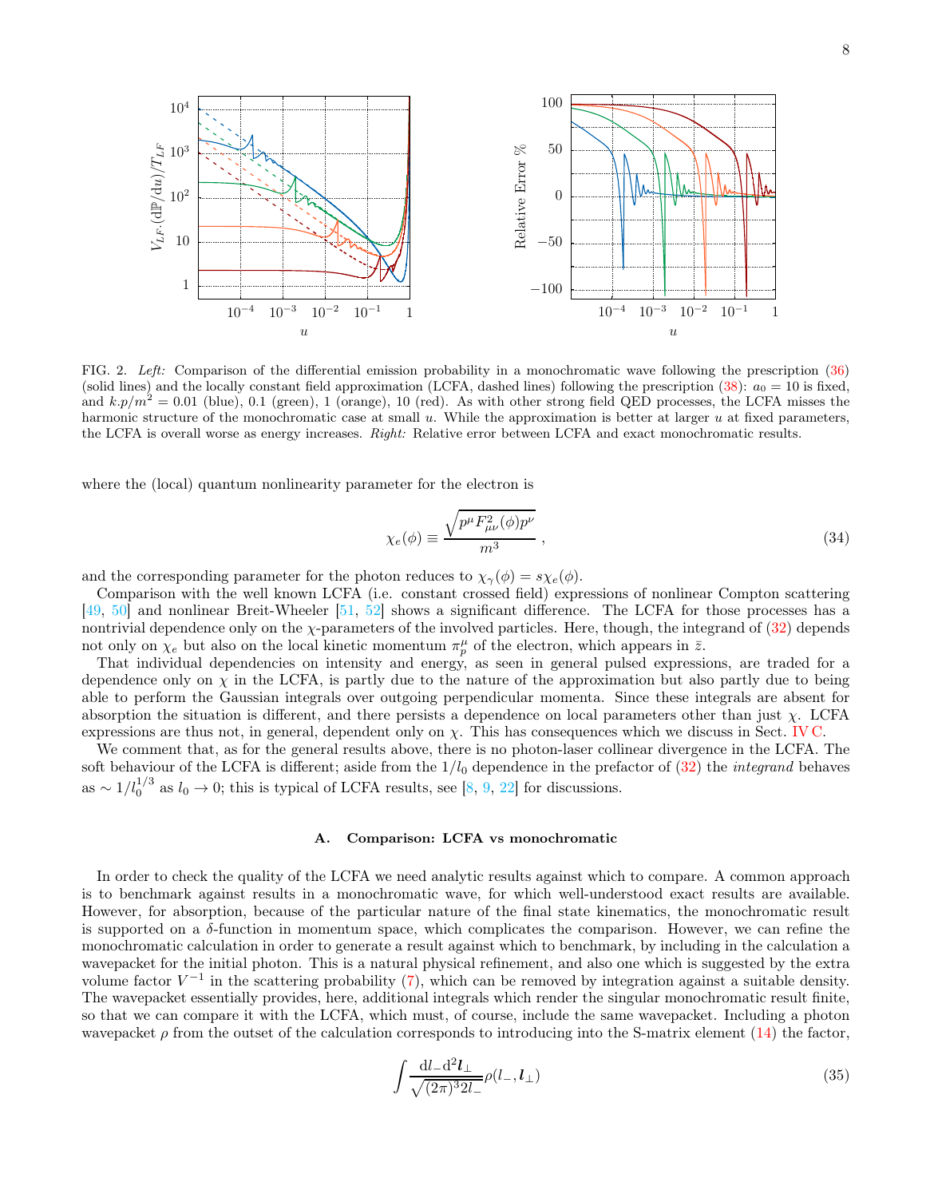FIG. 2. *Left:* Comparison of the differential emission probability in a monochromatic wave following the prescription (36) (solid lines) and the locally constant field approximation (LCFA, dashed lines) following the prescription (38): $a_0 = 10$ is fixed, and $k.p/m^2 = 0.01$ (blue), 0.1 (green), 1 (orange), 10 (red). As with other strong field QED processes, the LCFA misses the harmonic structure of the monochromatic case at small $u$. While the approximation is better at larger $u$ at fixed parameters, the LCFA is overall worse as energy increases. *Right:* Relative error between LCFA and exact monochromatic results.

where the (local) quantum nonlinearity parameter for the electron is

$$\chi_e(\phi) \equiv \frac{\sqrt{p^\mu F^2_{\mu\nu}(\phi) p^\nu}}{m^3} , \tag{34}$$

and the corresponding parameter for the photon reduces to $\chi_\gamma(\phi) = s\chi_e(\phi)$.

Comparison with the well known LCFA (i.e. constant crossed field) expressions of nonlinear Compton scattering [49, 50] and nonlinear Breit-Wheeler [51, 52] shows a significant difference. The LCFA for those processes has a nontrivial dependence only on the $\chi$-parameters of the involved particles. Here, though, the integrand of (32) depends not only on $\chi_e$ but also on the local kinetic momentum $\pi_p^\mu$ of the electron, which appears in $\bar{z}$.

That individual dependencies on intensity and energy, as seen in general pulsed expressions, are traded for a dependence only on $\chi$ in the LCFA, is partly due to the nature of the approximation but also partly due to being able to perform the Gaussian integrals over outgoing perpendicular momenta. Since these integrals are absent for absorption the situation is different, and there persists a dependence on local parameters other than just $\chi$. LCFA expressions are thus not, in general, dependent only on $\chi$. This has consequences which we discuss in Sect. IV C.

We comment that, as for the general results above, there is no photon-laser collinear divergence in the LCFA. The soft behaviour of the LCFA is different; aside from the $1/l_0$ dependence in the prefactor of (32) the *integrand* behaves as $\sim 1/l_0^{1/3}$ as $l_0 \to 0$; this is typical of LCFA results, see [8, 9, 22] for discussions.

### A. Comparison: LCFA vs monochromatic

In order to check the quality of the LCFA we need analytic results against which to compare. A common approach is to benchmark against results in a monochromatic wave, for which well-understood exact results are available. However, for absorption, because of the particular nature of the final state kinematics, the monochromatic result is supported on a $\delta$-function in momentum space, which complicates the comparison. However, we can refine the monochromatic calculation in order to generate a result against which to benchmark, by including in the calculation a wavepacket for the initial photon. This is a natural physical refinement, and also one which is suggested by the extra volume factor $V^{-1}$ in the scattering probability (7), which can be removed by integration against a suitable density. The wavepacket essentially provides, here, additional integrals which render the singular monochromatic result finite, so that we can compare it with the LCFA, which must, of course, include the same wavepacket. Including a photon wavepacket $\rho$ from the outset of the calculation corresponds to introducing into the S-matrix element (14) the factor,

$$\int \frac{\mathrm{d}l_- \mathrm{d}^2 \boldsymbol{l}_\perp}{\sqrt{(2\pi)^3 2l_-}} \rho(l_-, \boldsymbol{l}_\perp) \tag{35}$$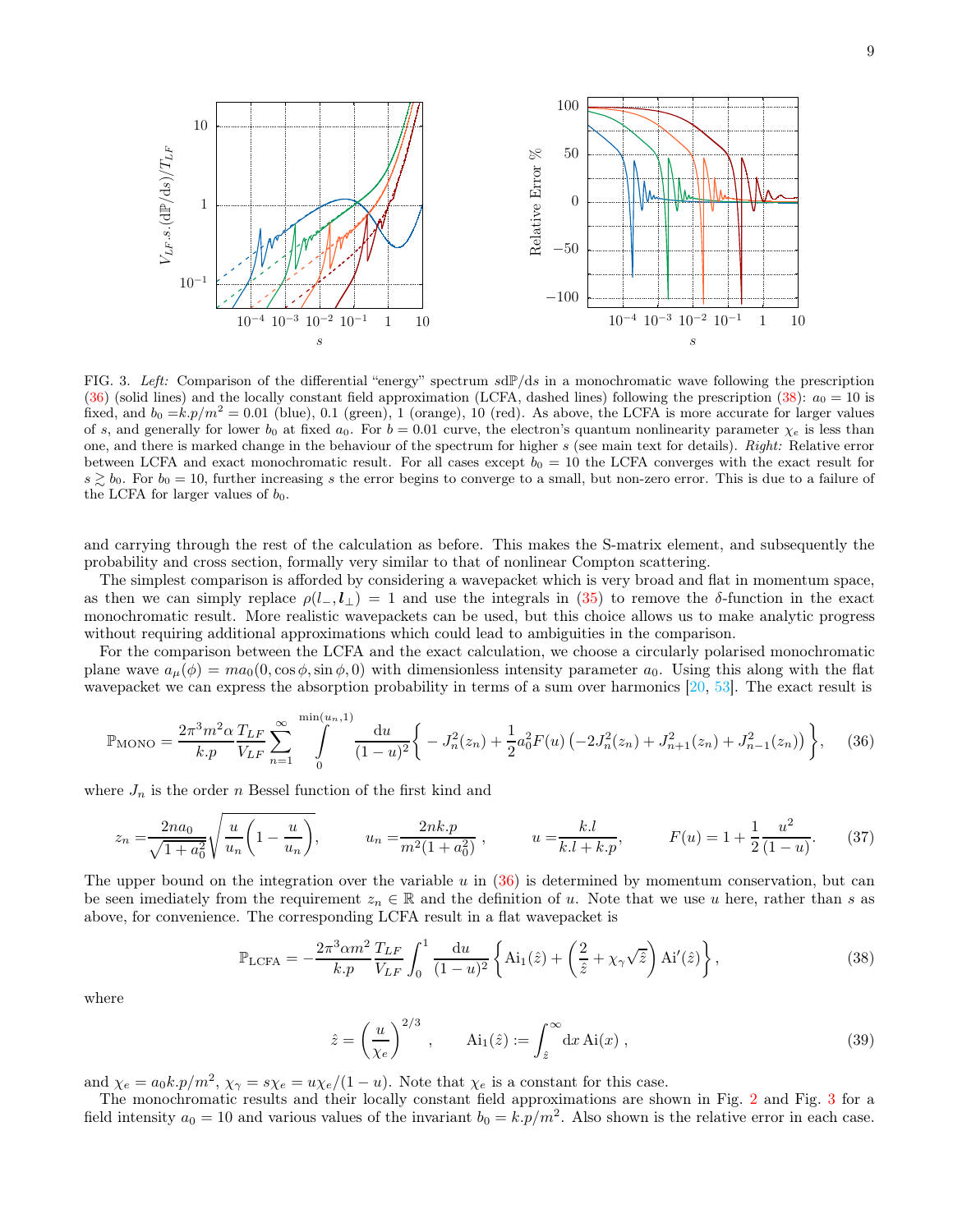FIG. 3. *Left:* Comparison of the differential "energy" spectrum $s\mathrm{d}\mathbb{P}/\mathrm{d}s$ in a monochromatic wave following the prescription (36) (solid lines) and the locally constant field approximation (LCFA, dashed lines) following the prescription (38): $a_0 = 10$ is fixed, and $b_0 = k.p/m^2 = 0.01$ (blue), 0.1 (green), 1 (orange), 10 (red). As above, the LCFA is more accurate for larger values of $s$, and generally for lower $b_0$ at fixed $a_0$. For $b = 0.01$ curve, the electron's quantum nonlinearity parameter $\chi_e$ is less than one, and there is marked change in the behaviour of the spectrum for higher $s$ (see main text for details). *Right:* Relative error between LCFA and exact monochromatic result. For all cases except $b_0 = 10$ the LCFA converges with the exact result for $s \gtrsim b_0$. For $b_0 = 10$, further increasing $s$ the error begins to converge to a small, but non-zero error. This is due to a failure of the LCFA for larger values of $b_0$.

and carrying through the rest of the calculation as before. This makes the S-matrix element, and subsequently the probability and cross section, formally very similar to that of nonlinear Compton scattering.

The simplest comparison is afforded by considering a wavepacket which is very broad and flat in momentum space, as then we can simply replace $\rho(l_-, \boldsymbol{l}_\perp) = 1$ and use the integrals in (35) to remove the $\delta$-function in the exact monochromatic result. More realistic wavepackets can be used, but this choice allows us to make analytic progress without requiring additional approximations which could lead to ambiguities in the comparison.

For the comparison between the LCFA and the exact calculation, we choose a circularly polarised monochromatic plane wave $a_\mu(\phi) = ma_0(0, \cos\phi, \sin\phi, 0)$ with dimensionless intensity parameter $a_0$. Using this along with the flat wavepacket we can express the absorption probability in terms of a sum over harmonics [20, 53]. The exact result is

$$\mathbb{P}_{\mathrm{MONO}} = \frac{2\pi^3 m^2 \alpha}{k.p} \frac{T_{LF}}{V_{LF}} \sum_{n=1}^{\infty} \int_0^{\min(u_n,1)} \frac{\mathrm{d}u}{(1-u)^2} \bigg\{ -J_n^2(z_n) + \frac{1}{2} a_0^2 F(u) \left( -2J_n^2(z_n) + J_{n+1}^2(z_n) + J_{n-1}^2(z_n) \right) \bigg\}, \tag{36}$$

where $J_n$ is the order $n$ Bessel function of the first kind and

$$z_n = \frac{2na_0}{\sqrt{1+a_0^2}} \sqrt{\frac{u}{u_n}\left(1 - \frac{u}{u_n}\right)}, \qquad u_n = \frac{2nk.p}{m^2(1+a_0^2)}\,, \qquad u = \frac{k.l}{k.l + k.p}, \qquad F(u) = 1 + \frac{1}{2}\frac{u^2}{(1-u)}. \tag{37}$$

The upper bound on the integration over the variable $u$ in (36) is determined by momentum conservation, but can be seen imediately from the requirement $z_n \in \mathbb{R}$ and the definition of $u$. Note that we use $u$ here, rather than $s$ as above, for convenience. The corresponding LCFA result in a flat wavepacket is

$$\mathbb{P}_{\mathrm{LCFA}} = -\frac{2\pi^3 \alpha m^2}{k.p} \frac{T_{LF}}{V_{LF}} \int_0^1 \frac{\mathrm{d}u}{(1-u)^2} \left\{ \mathrm{Ai}_1(\hat{z}) + \left( \frac{2}{\hat{z}} + \chi_\gamma \sqrt{\hat{z}} \right) \mathrm{Ai}'(\hat{z}) \right\}, \tag{38}$$

where

$$\hat{z} = \left( \frac{u}{\chi_e} \right)^{2/3}, \qquad \mathrm{Ai}_1(\hat{z}) := \int_{\hat{z}}^{\infty} \mathrm{d}x\, \mathrm{Ai}(x)\,, \tag{39}$$

and $\chi_e = a_0 k.p/m^2$, $\chi_\gamma = s\chi_e = u\chi_e/(1-u)$. Note that $\chi_e$ is a constant for this case.

The monochromatic results and their locally constant field approximations are shown in Fig. 2 and Fig. 3 for a field intensity $a_0 = 10$ and various values of the invariant $b_0 = k.p/m^2$. Also shown is the relative error in each case.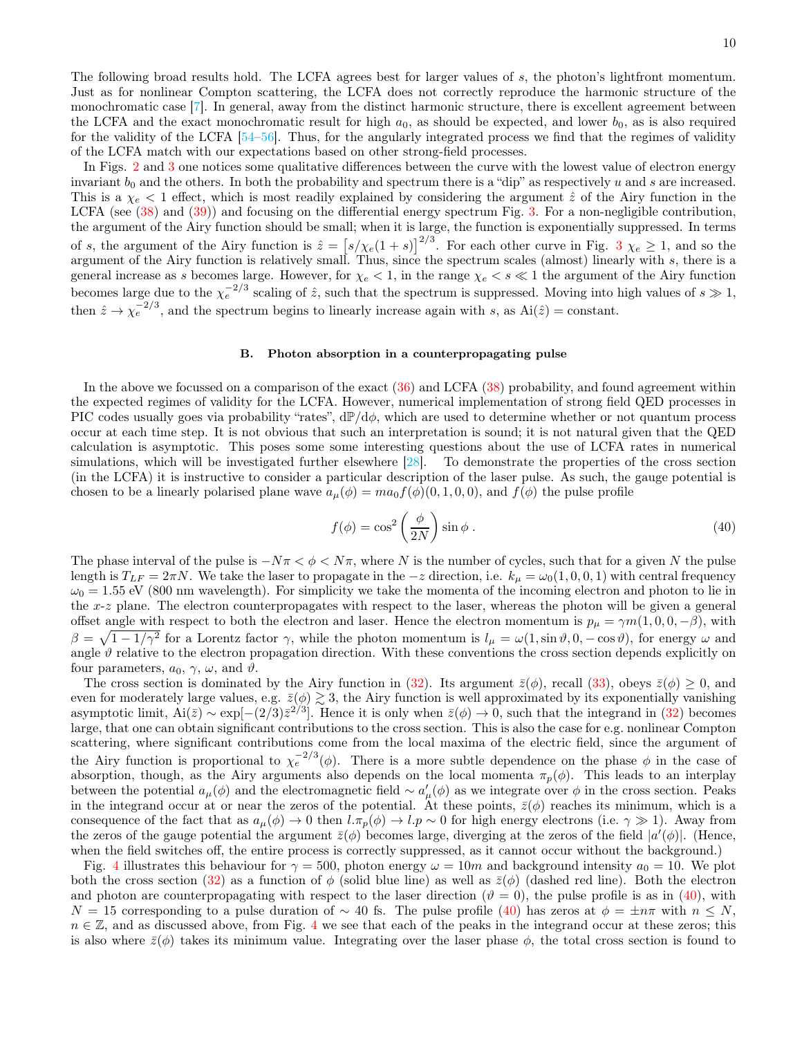The following broad results hold. The LCFA agrees best for larger values of $s$, the photon's lightfront momentum. Just as for nonlinear Compton scattering, the LCFA does not correctly reproduce the harmonic structure of the monochromatic case [7]. In general, away from the distinct harmonic structure, there is excellent agreement between the LCFA and the exact monochromatic result for high $a_0$, as should be expected, and lower $b_0$, as is also required for the validity of the LCFA [54–56]. Thus, for the angularly integrated process we find that the regimes of validity of the LCFA match with our expectations based on other strong-field processes.

In Figs. 2 and 3 one notices some qualitative differences between the curve with the lowest value of electron energy invariant $b_0$ and the others. In both the probability and spectrum there is a "dip" as respectively $u$ and $s$ are increased. This is a $\chi_e < 1$ effect, which is most readily explained by considering the argument $\hat{z}$ of the Airy function in the LCFA (see (38) and (39)) and focusing on the differential energy spectrum Fig. 3. For a non-negligible contribution, the argument of the Airy function should be small; when it is large, the function is exponentially suppressed. In terms of $s$, the argument of the Airy function is $\hat{z} = \left[s/\chi_e(1+s)\right]^{2/3}$. For each other curve in Fig. 3 $\chi_e \geq 1$, and so the argument of the Airy function is relatively small. Thus, since the spectrum scales (almost) linearly with $s$, there is a general increase as $s$ becomes large. However, for $\chi_e < 1$, in the range $\chi_e < s \ll 1$ the argument of the Airy function becomes large due to the $\chi_e^{-2/3}$ scaling of $\hat{z}$, such that the spectrum is suppressed. Moving into high values of $s \gg 1$, then $\hat{z} \to \chi_e^{-2/3}$, and the spectrum begins to linearly increase again with $s$, as $\mathrm{Ai}(\hat{z}) = \text{constant}$.

### B. Photon absorption in a counterpropagating pulse

In the above we focussed on a comparison of the exact (36) and LCFA (38) probability, and found agreement within the expected regimes of validity for the LCFA. However, numerical implementation of strong field QED processes in PIC codes usually goes via probability "rates", $\mathrm{d}\mathbb{P}/\mathrm{d}\phi$, which are used to determine whether or not quantum process occur at each time step. It is not obvious that such an interpretation is sound; it is not natural given that the QED calculation is asymptotic. This poses some some interesting questions about the use of LCFA rates in numerical simulations, which will be investigated further elsewhere [28]. To demonstrate the properties of the cross section (in the LCFA) it is instructive to consider a particular description of the laser pulse. As such, the gauge potential is chosen to be a linearly polarised plane wave $a_\mu(\phi) = ma_0 f(\phi)(0,1,0,0)$, and $f(\phi)$ the pulse profile

$$f(\phi) = \cos^2\left(\frac{\phi}{2N}\right)\sin\phi\,. \tag{40}$$

The phase interval of the pulse is $-N\pi < \phi < N\pi$, where $N$ is the number of cycles, such that for a given $N$ the pulse length is $T_{LF} = 2\pi N$. We take the laser to propagate in the $-z$ direction, i.e. $k_\mu = \omega_0(1,0,0,1)$ with central frequency $\omega_0 = 1.55$ eV (800 nm wavelength). For simplicity we take the momenta of the incoming electron and photon to lie in the $x$-$z$ plane. The electron counterpropagates with respect to the laser, whereas the photon will be given a general offset angle with respect to both the electron and laser. Hence the electron momentum is $p_\mu = \gamma m(1,0,0,-\beta)$, with $\beta = \sqrt{1-1/\gamma^2}$ for a Lorentz factor $\gamma$, while the photon momentum is $l_\mu = \omega(1,\sin\vartheta,0,-\cos\vartheta)$, for energy $\omega$ and angle $\vartheta$ relative to the electron propagation direction. With these conventions the cross section depends explicitly on four parameters, $a_0$, $\gamma$, $\omega$, and $\vartheta$.

The cross section is dominated by the Airy function in (32). Its argument $\bar{z}(\phi)$, recall (33), obeys $\bar{z}(\phi) \geq 0$, and even for moderately large values, e.g. $\bar{z}(\phi) \gtrsim 3$, the Airy function is well approximated by its exponentially vanishing asymptotic limit, $\mathrm{Ai}(\bar{z}) \sim \exp[-(2/3)\bar{z}^{2/3}]$. Hence it is only when $\bar{z}(\phi) \to 0$, such that the integrand in (32) becomes large, that one can obtain significant contributions to the cross section. This is also the case for e.g. nonlinear Compton scattering, where significant contributions come from the local maxima of the electric field, since the argument of the Airy function is proportional to $\chi_e^{-2/3}(\phi)$. There is a more subtle dependence on the phase $\phi$ in the case of absorption, though, as the Airy arguments also depends on the local momenta $\pi_p(\phi)$. This leads to an interplay between the potential $a_\mu(\phi)$ and the electromagnetic field $\sim a'_\mu(\phi)$ as we integrate over $\phi$ in the cross section. Peaks in the integrand occur at or near the zeros of the potential. At these points, $\bar{z}(\phi)$ reaches its minimum, which is a consequence of the fact that as $a_\mu(\phi) \to 0$ then $l.\pi_p(\phi) \to l.p \sim 0$ for high energy electrons (i.e. $\gamma \gg 1$). Away from the zeros of the gauge potential the argument $\bar{z}(\phi)$ becomes large, diverging at the zeros of the field $|a'(\phi)|$. (Hence, when the field switches off, the entire process is correctly suppressed, as it cannot occur without the background.)

Fig. 4 illustrates this behaviour for $\gamma = 500$, photon energy $\omega = 10m$ and background intensity $a_0 = 10$. We plot both the cross section (32) as a function of $\phi$ (solid blue line) as well as $\bar{z}(\phi)$ (dashed red line). Both the electron and photon are counterpropagating with respect to the laser direction ($\vartheta = 0$), the pulse profile is as in (40), with $N = 15$ corresponding to a pulse duration of $\sim 40$ fs. The pulse profile (40) has zeros at $\phi = \pm n\pi$ with $n \leq N$, $n \in \mathbb{Z}$, and as discussed above, from Fig. 4 we see that each of the peaks in the integrand occur at these zeros; this is also where $\bar{z}(\phi)$ takes its minimum value. Integrating over the laser phase $\phi$, the total cross section is found to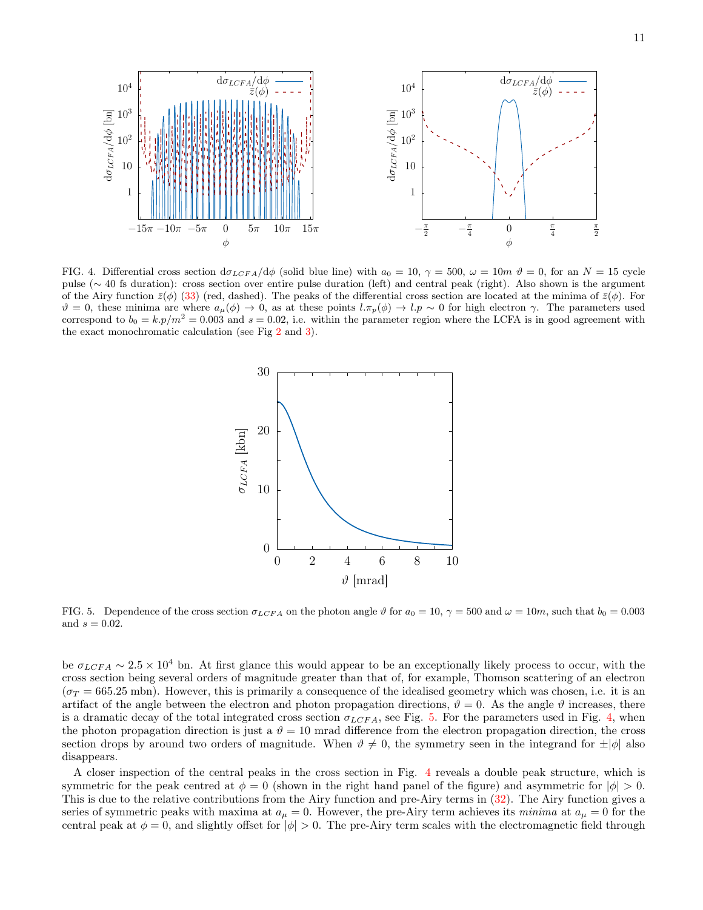FIG. 4. Differential cross section $\mathrm{d}\sigma_{LCFA}/\mathrm{d}\phi$ (solid blue line) with $a_0 = 10$, $\gamma = 500$, $\omega = 10m$ $\vartheta = 0$, for an $N = 15$ cycle pulse ($\sim 40$ fs duration): cross section over entire pulse duration (left) and central peak (right). Also shown is the argument of the Airy function $\bar{z}(\phi)$ (33) (red, dashed). The peaks of the differential cross section are located at the minima of $\bar{z}(\phi)$. For $\vartheta = 0$, these minima are where $a_\mu(\phi) \to 0$, as at these points $l.\pi_p(\phi) \to l.p \sim 0$ for high electron $\gamma$. The parameters used correspond to $b_0 = k.p/m^2 = 0.003$ and $s = 0.02$, i.e. within the parameter region where the LCFA is in good agreement with the exact monochromatic calculation (see Fig 2 and 3).

FIG. 5. Dependence of the cross section $\sigma_{LCFA}$ on the photon angle $\vartheta$ for $a_0 = 10$, $\gamma = 500$ and $\omega = 10m$, such that $b_0 = 0.003$ and $s = 0.02$.

be $\sigma_{LCFA} \sim 2.5 \times 10^4$ bn. At first glance this would appear to be an exceptionally likely process to occur, with the cross section being several orders of magnitude greater than that of, for example, Thomson scattering of an electron ($\sigma_T = 665.25$ mbn). However, this is primarily a consequence of the idealised geometry which was chosen, i.e. it is an artifact of the angle between the electron and photon propagation directions, $\vartheta = 0$. As the angle $\vartheta$ increases, there is a dramatic decay of the total integrated cross section $\sigma_{LCFA}$, see Fig. 5. For the parameters used in Fig. 4, when the photon propagation direction is just a $\vartheta = 10$ mrad difference from the electron propagation direction, the cross section drops by around two orders of magnitude. When $\vartheta \neq 0$, the symmetry seen in the integrand for $\pm|\phi|$ also disappears.

A closer inspection of the central peaks in the cross section in Fig. 4 reveals a double peak structure, which is symmetric for the peak centred at $\phi = 0$ (shown in the right hand panel of the figure) and asymmetric for $|\phi| > 0$. This is due to the relative contributions from the Airy function and pre-Airy terms in (32). The Airy function gives a series of symmetric peaks with maxima at $a_\mu = 0$. However, the pre-Airy term achieves its *minima* at $a_\mu = 0$ for the central peak at $\phi = 0$, and slightly offset for $|\phi| > 0$. The pre-Airy term scales with the electromagnetic field through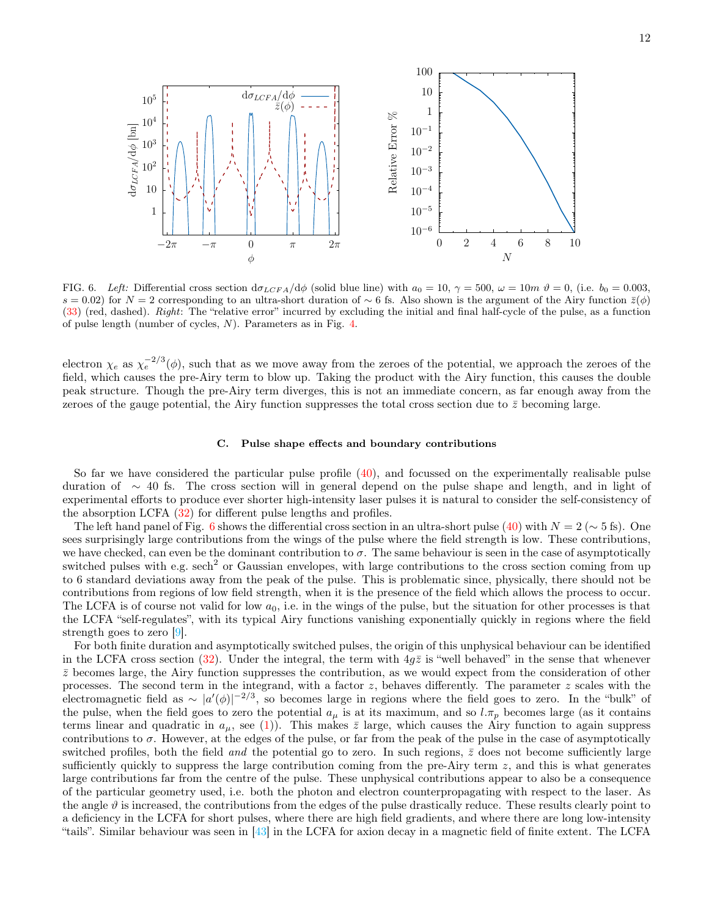FIG. 6. *Left:* Differential cross section $\mathrm{d}\sigma_{LCFA}/\mathrm{d}\phi$ (solid blue line) with $a_0 = 10$, $\gamma = 500$, $\omega = 10m$ $\vartheta = 0$, (i.e. $b_0 = 0.003$, $s = 0.02$) for $N = 2$ corresponding to an ultra-short duration of $\sim 6$ fs. Also shown is the argument of the Airy function $\bar{z}(\phi)$ (33) (red, dashed). *Right*: The "relative error" incurred by excluding the initial and final half-cycle of the pulse, as a function of pulse length (number of cycles, $N$). Parameters as in Fig. 4.

electron $\chi_e$ as $\chi_e^{-2/3}(\phi)$, such that as we move away from the zeroes of the potential, we approach the zeroes of the field, which causes the pre-Airy term to blow up. Taking the product with the Airy function, this causes the double peak structure. Though the pre-Airy term diverges, this is not an immediate concern, as far enough away from the zeroes of the gauge potential, the Airy function suppresses the total cross section due to $\bar{z}$ becoming large.

### C. Pulse shape effects and boundary contributions

So far we have considered the particular pulse profile (40), and focussed on the experimentally realisable pulse duration of $\sim 40$ fs. The cross section will in general depend on the pulse shape and length, and in light of experimental efforts to produce ever shorter high-intensity laser pulses it is natural to consider the self-consistency of the absorption LCFA (32) for different pulse lengths and profiles.

The left hand panel of Fig. 6 shows the differential cross section in an ultra-short pulse (40) with $N = 2$ ($\sim 5$ fs). One sees surprisingly large contributions from the wings of the pulse where the field strength is low. These contributions, we have checked, can even be the dominant contribution to $\sigma$. The same behaviour is seen in the case of asymptotically switched pulses with e.g. $\mathrm{sech}^2$ or Gaussian envelopes, with large contributions to the cross section coming from up to 6 standard deviations away from the peak of the pulse. This is problematic since, physically, there should not be contributions from regions of low field strength, when it is the presence of the field which allows the process to occur. The LCFA is of course not valid for low $a_0$, i.e. in the wings of the pulse, but the situation for other processes is that the LCFA "self-regulates", with its typical Airy functions vanishing exponentially quickly in regions where the field strength goes to zero [9].

For both finite duration and asymptotically switched pulses, the origin of this unphysical behaviour can be identified in the LCFA cross section (32). Under the integral, the term with $4g\bar{z}$ is "well behaved" in the sense that whenever $\bar{z}$ becomes large, the Airy function suppresses the contribution, as we would expect from the consideration of other processes. The second term in the integrand, with a factor $z$, behaves differently. The parameter $z$ scales with the electromagnetic field as $\sim |a'(\phi)|^{-2/3}$, so becomes large in regions where the field goes to zero. In the "bulk" of the pulse, when the field goes to zero the potential $a_\mu$ is at its maximum, and so $l.\pi_p$ becomes large (as it contains terms linear and quadratic in $a_\mu$, see (1)). This makes $\bar{z}$ large, which causes the Airy function to again suppress contributions to $\sigma$. However, at the edges of the pulse, or far from the peak of the pulse in the case of asymptotically switched profiles, both the field *and* the potential go to zero. In such regions, $\bar{z}$ does not become sufficiently large sufficiently quickly to suppress the large contribution coming from the pre-Airy term $z$, and this is what generates large contributions far from the centre of the pulse. These unphysical contributions appear to also be a consequence of the particular geometry used, i.e. both the photon and electron counterpropagating with respect to the laser. As the angle $\vartheta$ is increased, the contributions from the edges of the pulse drastically reduce. These results clearly point to a deficiency in the LCFA for short pulses, where there are high field gradients, and where there are long low-intensity "tails". Similar behaviour was seen in [43] in the LCFA for axion decay in a magnetic field of finite extent. The LCFA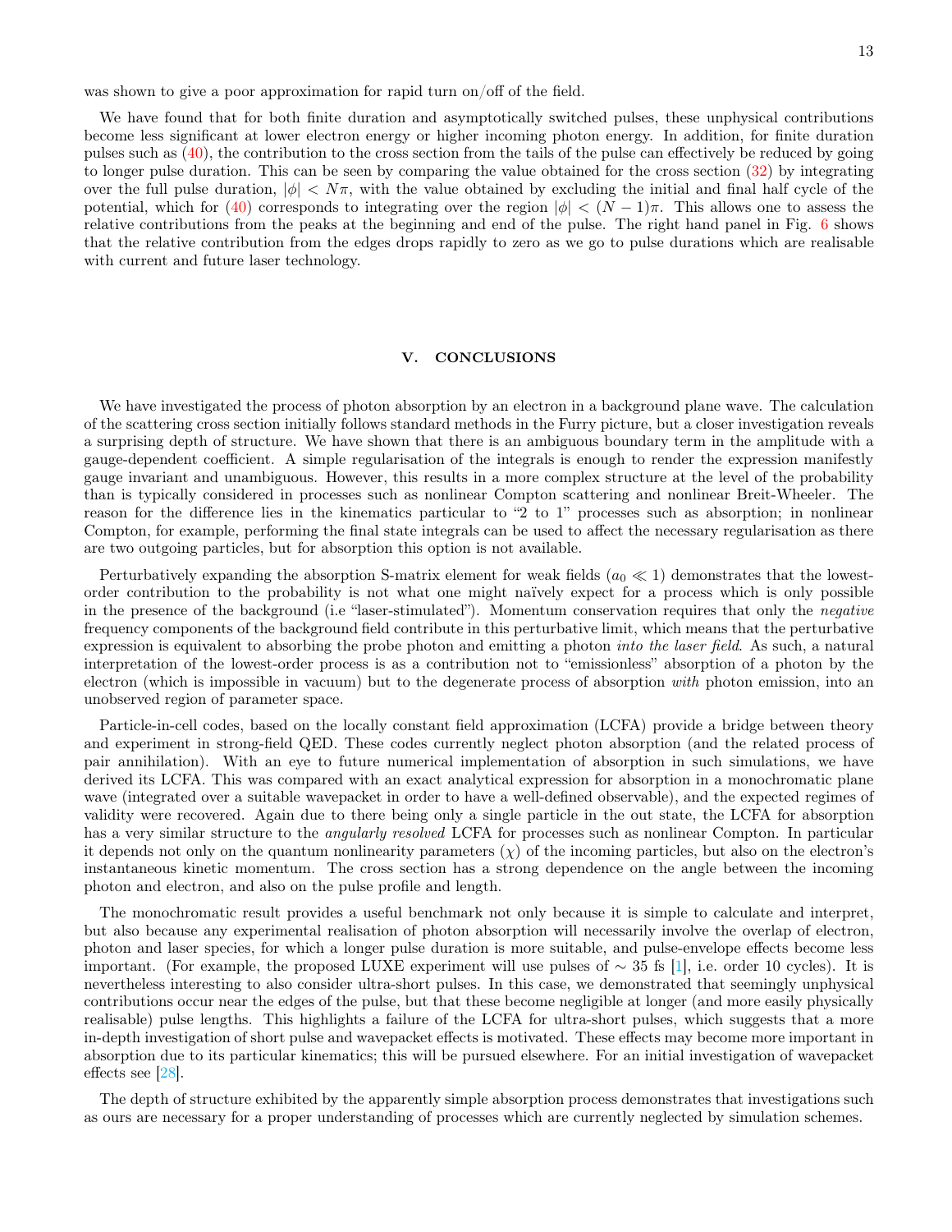was shown to give a poor approximation for rapid turn on/off of the field.

We have found that for both finite duration and asymptotically switched pulses, these unphysical contributions become less significant at lower electron energy or higher incoming photon energy. In addition, for finite duration pulses such as (40), the contribution to the cross section from the tails of the pulse can effectively be reduced by going to longer pulse duration. This can be seen by comparing the value obtained for the cross section (32) by integrating over the full pulse duration, $|\phi| < N\pi$, with the value obtained by excluding the initial and final half cycle of the potential, which for (40) corresponds to integrating over the region $|\phi| < (N-1)\pi$. This allows one to assess the relative contributions from the peaks at the beginning and end of the pulse. The right hand panel in Fig. 6 shows that the relative contribution from the edges drops rapidly to zero as we go to pulse durations which are realisable with current and future laser technology.

## V. CONCLUSIONS

We have investigated the process of photon absorption by an electron in a background plane wave. The calculation of the scattering cross section initially follows standard methods in the Furry picture, but a closer investigation reveals a surprising depth of structure. We have shown that there is an ambiguous boundary term in the amplitude with a gauge-dependent coefficient. A simple regularisation of the integrals is enough to render the expression manifestly gauge invariant and unambiguous. However, this results in a more complex structure at the level of the probability than is typically considered in processes such as nonlinear Compton scattering and nonlinear Breit-Wheeler. The reason for the difference lies in the kinematics particular to "2 to 1" processes such as absorption; in nonlinear Compton, for example, performing the final state integrals can be used to affect the necessary regularisation as there are two outgoing particles, but for absorption this option is not available.

Perturbatively expanding the absorption S-matrix element for weak fields ($a_0 \ll 1$) demonstrates that the lowest-order contribution to the probability is not what one might naïvely expect for a process which is only possible in the presence of the background (i.e "laser-stimulated"). Momentum conservation requires that only the *negative* frequency components of the background field contribute in this perturbative limit, which means that the perturbative expression is equivalent to absorbing the probe photon and emitting a photon *into the laser field*. As such, a natural interpretation of the lowest-order process is as a contribution not to "emissionless" absorption of a photon by the electron (which is impossible in vacuum) but to the degenerate process of absorption *with* photon emission, into an unobserved region of parameter space.

Particle-in-cell codes, based on the locally constant field approximation (LCFA) provide a bridge between theory and experiment in strong-field QED. These codes currently neglect photon absorption (and the related process of pair annihilation). With an eye to future numerical implementation of absorption in such simulations, we have derived its LCFA. This was compared with an exact analytical expression for absorption in a monochromatic plane wave (integrated over a suitable wavepacket in order to have a well-defined observable), and the expected regimes of validity were recovered. Again due to there being only a single particle in the out state, the LCFA for absorption has a very similar structure to the *angularly resolved* LCFA for processes such as nonlinear Compton. In particular it depends not only on the quantum nonlinearity parameters ($\chi$) of the incoming particles, but also on the electron's instantaneous kinetic momentum. The cross section has a strong dependence on the angle between the incoming photon and electron, and also on the pulse profile and length.

The monochromatic result provides a useful benchmark not only because it is simple to calculate and interpret, but also because any experimental realisation of photon absorption will necessarily involve the overlap of electron, photon and laser species, for which a longer pulse duration is more suitable, and pulse-envelope effects become less important. (For example, the proposed LUXE experiment will use pulses of $\sim 35$ fs [1], i.e. order 10 cycles). It is nevertheless interesting to also consider ultra-short pulses. In this case, we demonstrated that seemingly unphysical contributions occur near the edges of the pulse, but that these become negligible at longer (and more easily physically realisable) pulse lengths. This highlights a failure of the LCFA for ultra-short pulses, which suggests that a more in-depth investigation of short pulse and wavepacket effects is motivated. These effects may become more important in absorption due to its particular kinematics; this will be pursued elsewhere. For an initial investigation of wavepacket effects see [28].

The depth of structure exhibited by the apparently simple absorption process demonstrates that investigations such as ours are necessary for a proper understanding of processes which are currently neglected by simulation schemes.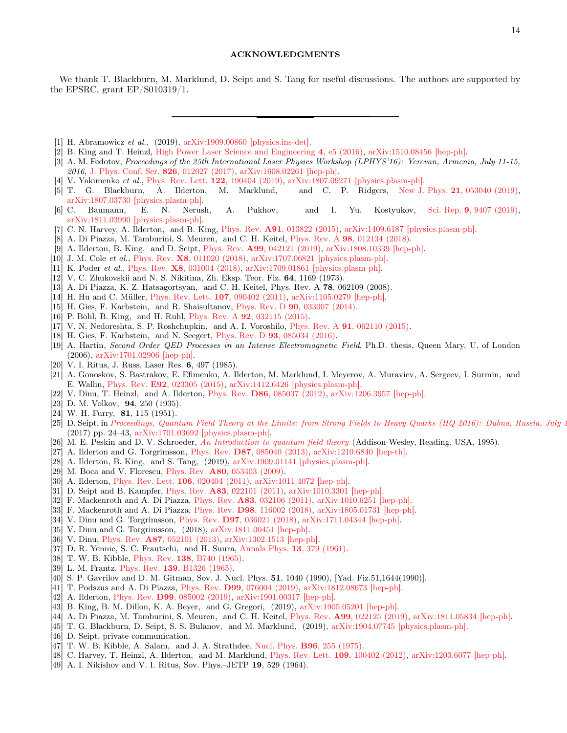## ACKNOWLEDGMENTS

We thank T. Blackburn, M. Marklund, D. Seipt and S. Tang for useful discussions. The authors are supported by the EPSRC, grant EP/S010319/1.

---

- [1] H. Abramowicz *et al.*, (2019), arXiv:1909.00860 [physics.ins-det].
- [2] B. King and T. Heinzl, High Power Laser Science and Engineering **4**, e5 (2016), arXiv:1510.08456 [hep-ph].
- [3] A. M. Fedotov, *Proceedings of the 25th International Laser Physics Workshop (LPHYS'16): Yerevan, Armenia, July 11-15, 2016*, J. Phys. Conf. Ser. **826**, 012027 (2017), arXiv:1608.02261 [hep-ph].
- [4] V. Yakimenko *et al.*, Phys. Rev. Lett. **122**, 190404 (2019), arXiv:1807.09271 [physics.plasm-ph].
- [5] T. G. Blackburn, A. Ilderton, M. Marklund, and C. P. Ridgers, New J. Phys. **21**, 053040 (2019), arXiv:1807.03730 [physics.plasm-ph].
- [6] C. Baumann, E. N. Nerush, A. Pukhov, and I. Yu. Kostyukov, Sci. Rep. **9**, 9407 (2019), arXiv:1811.03990 [physics.plasm-ph].
- [7] C. N. Harvey, A. Ilderton, and B. King, Phys. Rev. **A91**, 013822 (2015), arXiv:1409.6187 [physics.plasm-ph].
- [8] A. Di Piazza, M. Tamburini, S. Meuren, and C. H. Keitel, Phys. Rev. A **98**, 012134 (2018).
- [9] A. Ilderton, B. King, and D. Seipt, Phys. Rev. **A99**, 042121 (2019), arXiv:1808.10339 [hep-ph].
- [10] J. M. Cole *et al.*, Phys. Rev. **X8**, 011020 (2018), arXiv:1707.06821 [physics.plasm-ph].
- [11] K. Poder *et al.*, Phys. Rev. **X8**, 031004 (2018), arXiv:1709.01861 [physics.plasm-ph].
- [12] V. C. Zhukovskii and N. S. Nikitina, Zh. Eksp. Teor. Fiz. **64**, 1169 (1973).
- [13] A. Di Piazza, K. Z. Hatsagortsyan, and C. H. Keitel, Phys. Rev. A **78**, 062109 (2008).
- [14] H. Hu and C. Müller, Phys. Rev. Lett. **107**, 090402 (2011), arXiv:1105.0279 [hep-ph].
- [15] H. Gies, F. Karbstein, and R. Shaisultanov, Phys. Rev. D **90**, 033007 (2014).
- [16] P. Böhl, B. King, and H. Ruhl, Phys. Rev. A **92**, 032115 (2015).
- [17] V. N. Nedoreshta, S. P. Roshchupkin, and A. I. Voroshilo, Phys. Rev. A **91**, 062110 (2015).
- [18] H. Gies, F. Karbstein, and N. Seegert, Phys. Rev. D **93**, 085034 (2016).
- [19] A. Hartin, *Second Order QED Processes in an Intense Electromagnetic Field*, Ph.D. thesis, Queen Mary, U. of London (2006), arXiv:1701.02906 [hep-ph].
- [20] V. I. Ritus, J. Russ. Laser Res. **6**, 497 (1985).
- [21] A. Gonoskov, S. Bastrakov, E. Efimenko, A. Ilderton, M. Marklund, I. Meyerov, A. Muraviev, A. Sergeev, I. Surmin, and E. Wallin, Phys. Rev. **E92**, 023305 (2015), arXiv:1412.6426 [physics.plasm-ph].
- [22] V. Dinu, T. Heinzl, and A. Ilderton, Phys. Rev. **D86**, 085037 (2012), arXiv:1206.3957 [hep-ph].
- [23] D. M. Volkov, **94**, 250 (1935).
- [24] W. H. Furry, **81**, 115 (1951).
- [25] D. Seipt, in *Proceedings, Quantum Field Theory at the Limits: from Strong Fields to Heavy Quarks (HQ 2016): Dubna, Russia, July 1* (2017) pp. 24–43, arXiv:1701.03692 [physics.plasm-ph].
- [26] M. E. Peskin and D. V. Schroeder, *An Introduction to quantum field theory* (Addison-Wesley, Reading, USA, 1995).
- [27] A. Ilderton and G. Torgrimsson, Phys. Rev. **D87**, 085040 (2013), arXiv:1210.6840 [hep-th].
- [28] A. Ilderton, B. King, and S. Tang, (2019), arXiv:1909.01141 [physics.plasm-ph].
- [29] M. Boca and V. Florescu, Phys. Rev. **A80**, 053403 (2009).
- [30] A. Ilderton, Phys. Rev. Lett. **106**, 020404 (2011), arXiv:1011.4072 [hep-ph].
- [31] D. Seipt and B. Kampfer, Phys. Rev. **A83**, 022101 (2011), arXiv:1010.3301 [hep-ph].
- [32] F. Mackenroth and A. Di Piazza, Phys. Rev. **A83**, 032106 (2011), arXiv:1010.6251 [hep-ph].
- [33] F. Mackenroth and A. Di Piazza, Phys. Rev. **D98**, 116002 (2018), arXiv:1805.01731 [hep-ph].
- [34] V. Dinu and G. Torgrimsson, Phys. Rev. **D97**, 036021 (2018), arXiv:1711.04344 [hep-ph].
- [35] V. Dinu and G. Torgrimsson, (2018), arXiv:1811.00451 [hep-ph].
- [36] V. Dinu, Phys. Rev. **A87**, 052101 (2013), arXiv:1302.1513 [hep-ph].
- [37] D. R. Yennie, S. C. Frautschi, and H. Suura, Annals Phys. **13**, 379 (1961).
- [38] T. W. B. Kibble, Phys. Rev. **138**, B740 (1965).
- [39] L. M. Frantz, Phys. Rev. **139**, B1326 (1965).
- [40] S. P. Gavrilov and D. M. Gitman, Sov. J. Nucl. Phys. **51**, 1040 (1990), [Yad. Fiz.51,1644(1990)].
- [41] T. Podszus and A. Di Piazza, Phys. Rev. **D99**, 076004 (2019), arXiv:1812.08673 [hep-ph].
- [42] A. Ilderton, Phys. Rev. **D99**, 085002 (2019), arXiv:1901.00317 [hep-ph].
- [43] B. King, B. M. Dillon, K. A. Beyer, and G. Gregori, (2019), arXiv:1905.05201 [hep-ph].
- [44] A. Di Piazza, M. Tamburini, S. Meuren, and C. H. Keitel, Phys. Rev. **A99**, 022125 (2019), arXiv:1811.05834 [hep-ph].
- [45] T. G. Blackburn, D. Seipt, S. S. Bulanov, and M. Marklund, (2019), arXiv:1904.07745 [physics.plasm-ph].
- [46] D. Seipt, private communication.
- [47] T. W. B. Kibble, A. Salam, and J. A. Strathdee, Nucl. Phys. **B96**, 255 (1975).
- [48] C. Harvey, T. Heinzl, A. Ilderton, and M. Marklund, Phys. Rev. Lett. **109**, 100402 (2012), arXiv:1203.6077 [hep-ph].
- [49] A. I. Nikishov and V. I. Ritus, Sov. Phys.–JETP **19**, 529 (1964).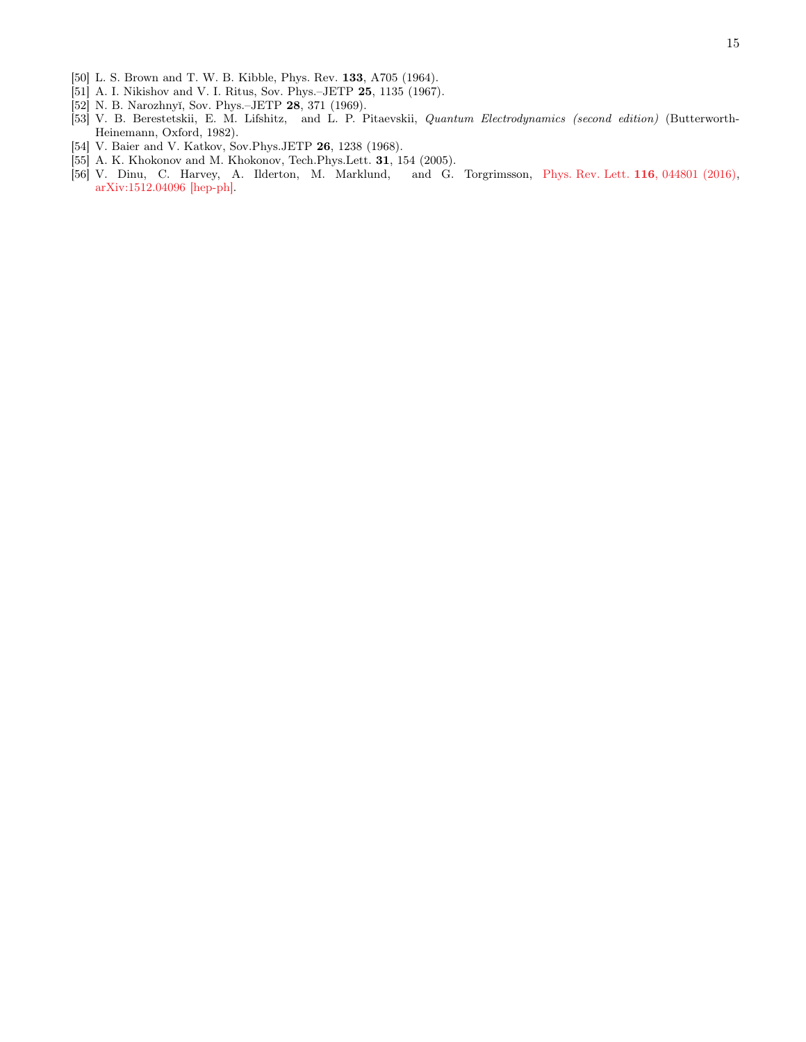[50] L. S. Brown and T. W. B. Kibble, Phys. Rev. **133**, A705 (1964).
[51] A. I. Nikishov and V. I. Ritus, Sov. Phys.–JETP **25**, 1135 (1967).
[52] N. B. Narozhnyĭ, Sov. Phys.–JETP **28**, 371 (1969).
[53] V. B. Berestetskii, E. M. Lifshitz, and L. P. Pitaevskii, *Quantum Electrodynamics (second edition)* (Butterworth-Heinemann, Oxford, 1982).
[54] V. Baier and V. Katkov, Sov.Phys.JETP **26**, 1238 (1968).
[55] A. K. Khokonov and M. Khokonov, Tech.Phys.Lett. **31**, 154 (2005).
[56] V. Dinu, C. Harvey, A. Ilderton, M. Marklund, and G. Torgrimsson, Phys. Rev. Lett. **116**, 044801 (2016), arXiv:1512.04096 [hep-ph].